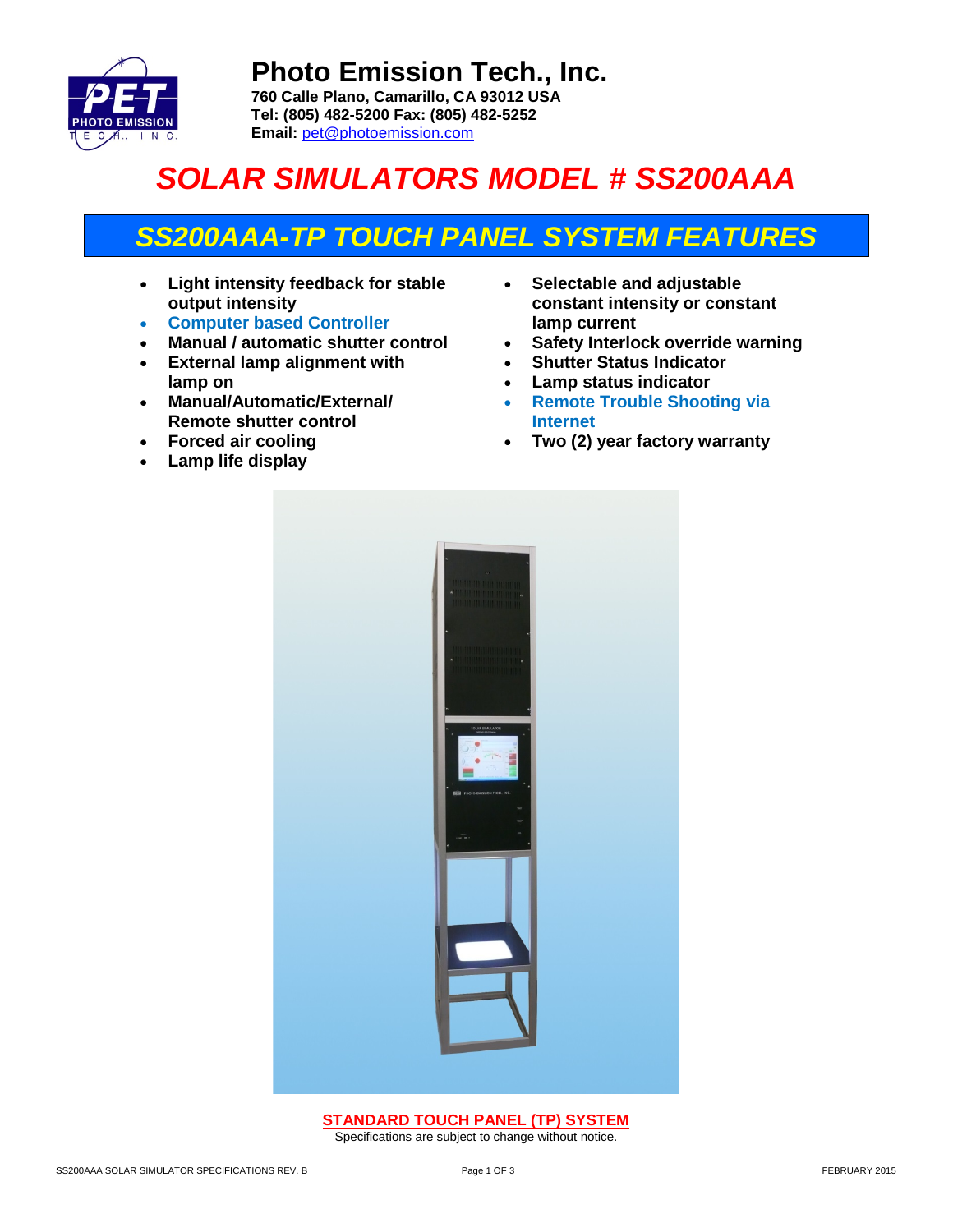# Photo Emission Tech., Inc.

**760 Calle Plano, Camarillo, CA 93012 USA**
**Tel: (805) 482-5200 Fax: (805) 482-5252**
**Email:** pet@photoemission.com

# *SOLAR SIMULATORS MODEL # SS200AAA*

## *SS200AAA-TP TOUCH PANEL SYSTEM FEATURES*

- **Light intensity feedback for stable output intensity**
- **Computer based Controller**
- **Manual / automatic shutter control**
- **External lamp alignment with lamp on**
- **Manual/Automatic/External/ Remote shutter control**
- **Forced air cooling**
- **Lamp life display**
- **Selectable and adjustable constant intensity or constant lamp current**
- **Safety Interlock override warning**
- **Shutter Status Indicator**
- **Lamp status indicator**
- **Remote Trouble Shooting via Internet**
- **Two (2) year factory warranty**

**STANDARD TOUCH PANEL (TP) SYSTEM**

Specifications are subject to change without notice.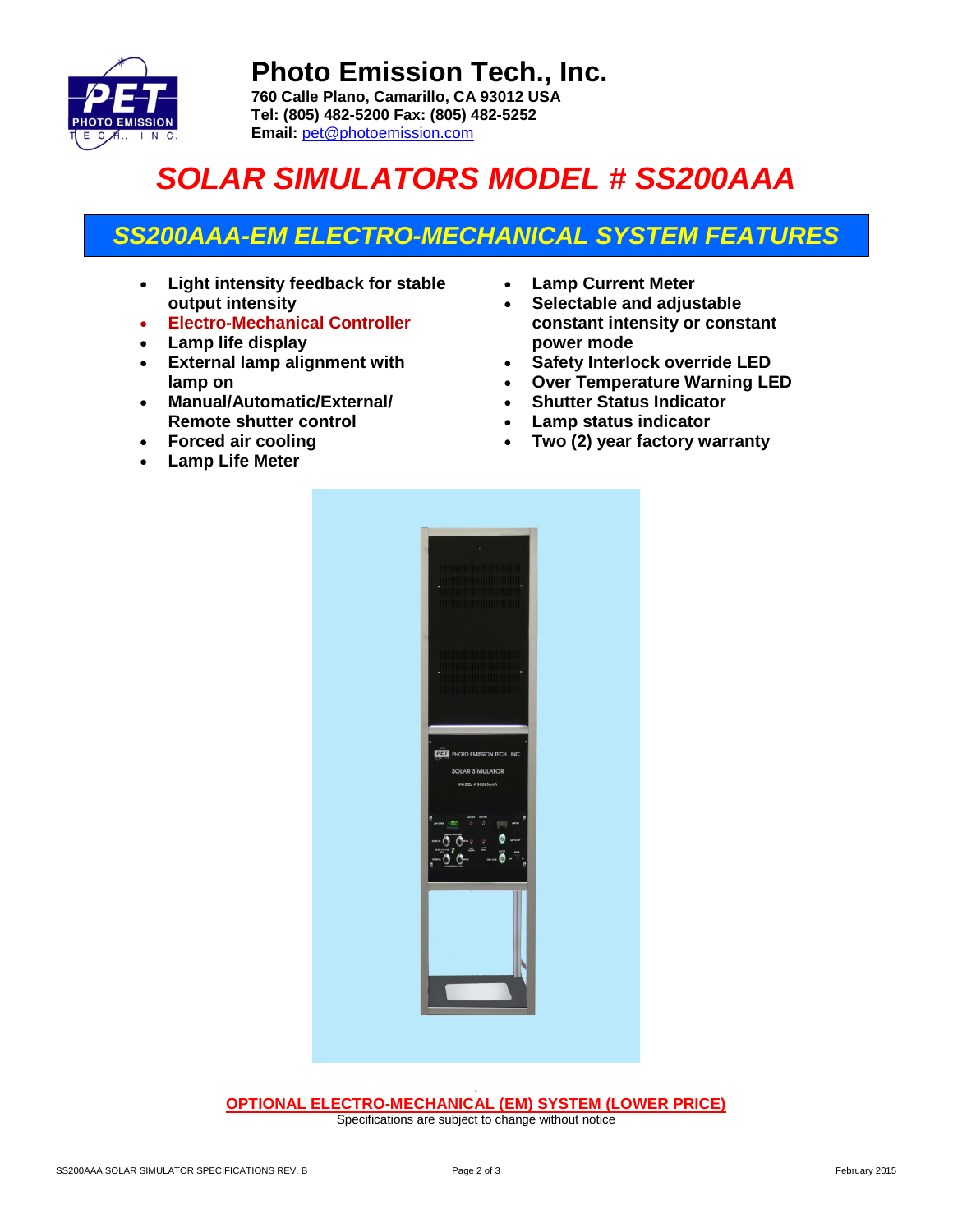# Photo Emission Tech., Inc.

**760 Calle Plano, Camarillo, CA 93012 USA**
**Tel: (805) 482-5200 Fax: (805) 482-5252**
**Email:** pet@photoemission.com

# *SOLAR SIMULATORS MODEL # SS200AAA*

## *SS200AAA-EM ELECTRO-MECHANICAL SYSTEM FEATURES*

- **Light intensity feedback for stable output intensity**
- **Electro-Mechanical Controller**
- **Lamp life display**
- **External lamp alignment with lamp on**
- **Manual/Automatic/External/ Remote shutter control**
- **Forced air cooling**
- **Lamp Life Meter**
- **Lamp Current Meter**
- **Selectable and adjustable constant intensity or constant power mode**
- **Safety Interlock override LED**
- **Over Temperature Warning LED**
- **Shutter Status Indicator**
- **Lamp status indicator**
- **Two (2) year factory warranty**

**OPTIONAL ELECTRO-MECHANICAL (EM) SYSTEM (LOWER PRICE)**

Specifications are subject to change without notice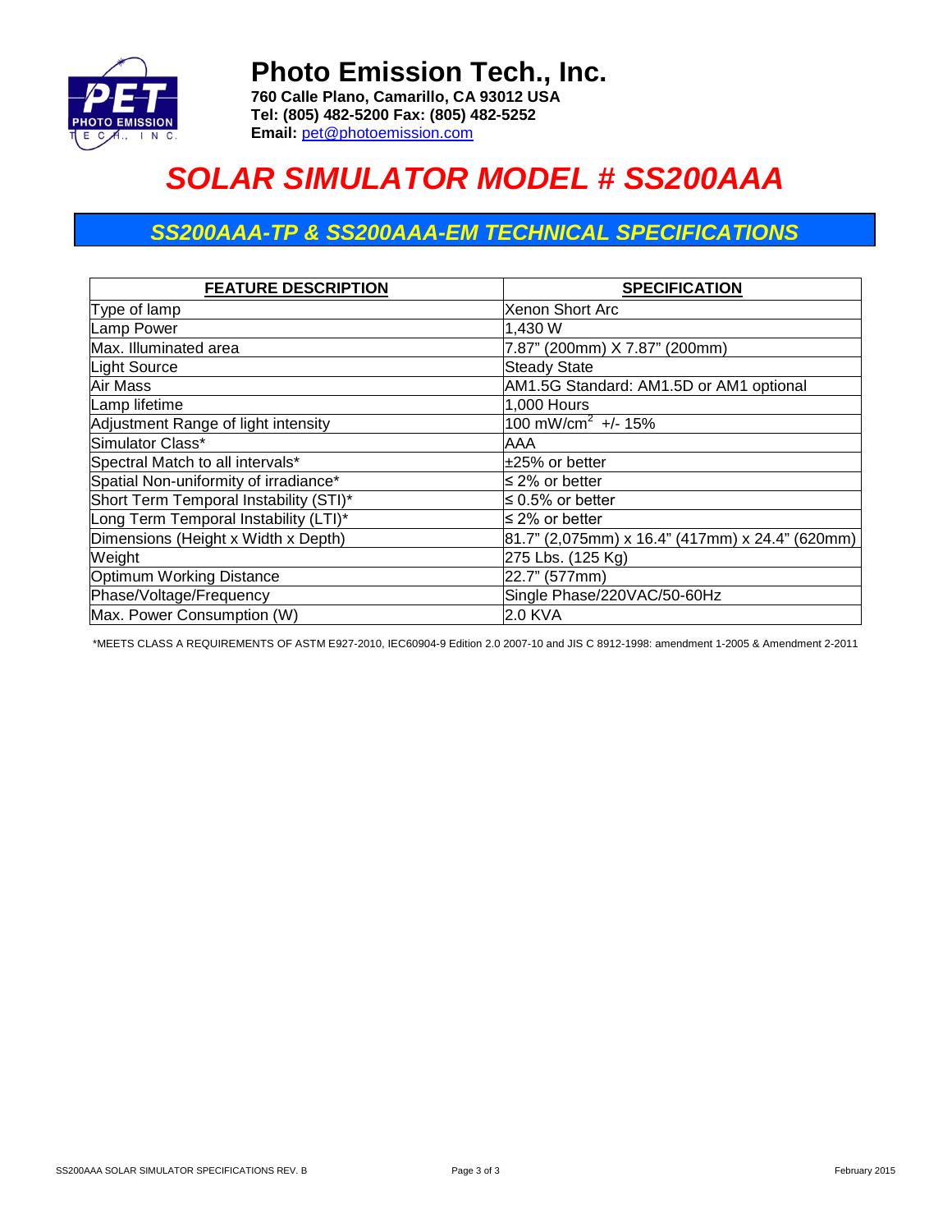# Photo Emission Tech., Inc.

**760 Calle Plano, Camarillo, CA 93012 USA**
**Tel: (805) 482-5200 Fax: (805) 482-5252**
**Email:** pet@photoemission.com

# *SOLAR SIMULATOR MODEL # SS200AAA*

## *SS200AAA-TP & SS200AAA-EM TECHNICAL SPECIFICATIONS*

| FEATURE DESCRIPTION | SPECIFICATION |
|---|---|
| Type of lamp | Xenon Short Arc |
| Lamp Power | 1,430 W |
| Max. Illuminated area | 7.87" (200mm) X 7.87" (200mm) |
| Light Source | Steady State |
| Air Mass | AM1.5G Standard: AM1.5D or AM1 optional |
| Lamp lifetime | 1,000 Hours |
| Adjustment Range of light intensity | 100 mW/cm$^2$ +/- 15% |
| Simulator Class* | AAA |
| Spectral Match to all intervals* | ±25% or better |
| Spatial Non-uniformity of irradiance* | ≤ 2% or better |
| Short Term Temporal Instability (STI)* | ≤ 0.5% or better |
| Long Term Temporal Instability (LTI)* | ≤ 2% or better |
| Dimensions (Height x Width x Depth) | 81.7" (2,075mm) x 16.4" (417mm) x 24.4" (620mm) |
| Weight | 275 Lbs. (125 Kg) |
| Optimum Working Distance | 22.7" (577mm) |
| Phase/Voltage/Frequency | Single Phase/220VAC/50-60Hz |
| Max. Power Consumption (W) | 2.0 KVA |

*MEETS CLASS A REQUIREMENTS OF ASTM E927-2010, IEC60904-9 Edition 2.0 2007-10 and JIS C 8912-1998: amendment 1-2005 & Amendment 2-2011